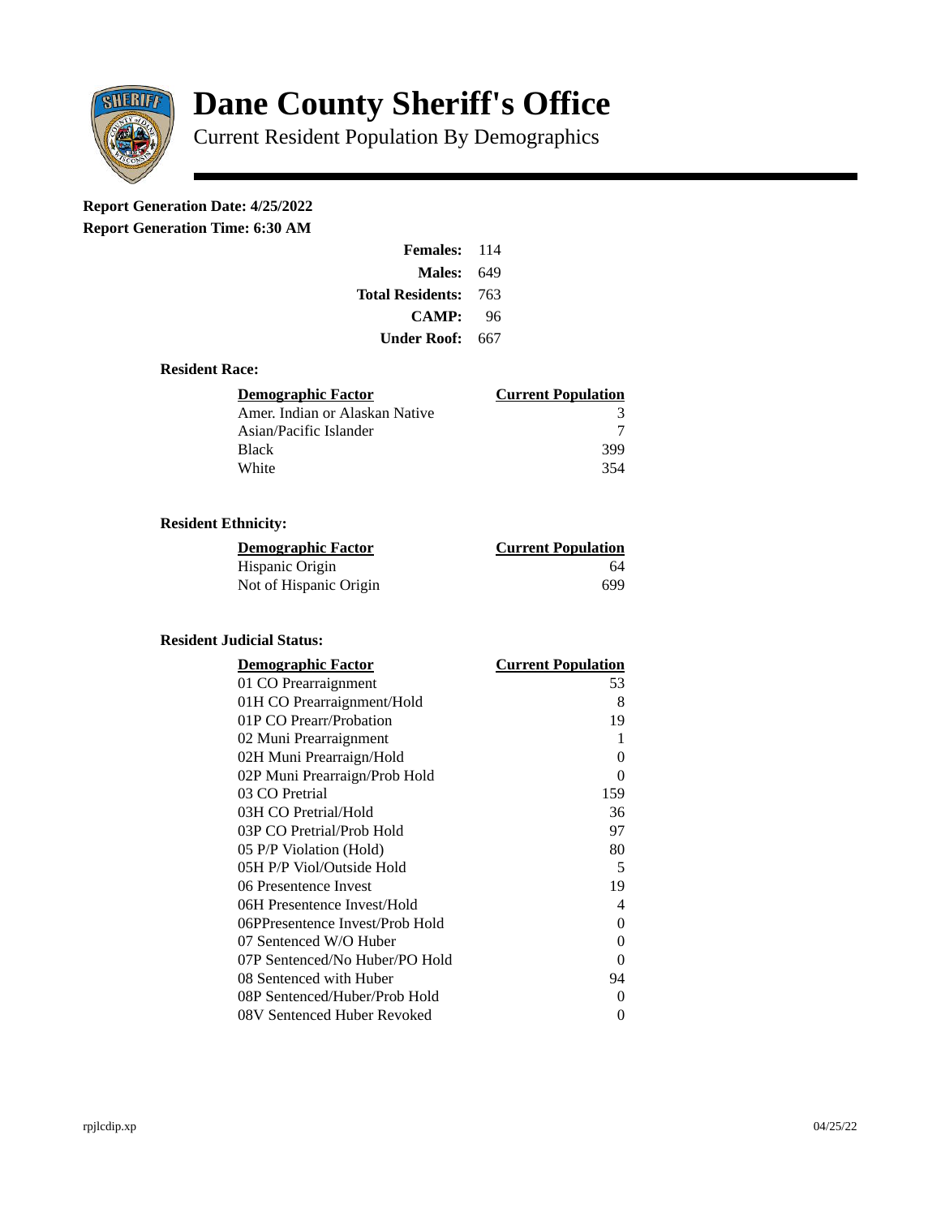# Dane County Sheriff's Office

Current Resident Population By Demographics

**Report Generation Date: 4/25/2022**

**Report Generation Time: 6:30 AM**

| | |
|---|---|
| **Females:** | 114 |
| **Males:** | 649 |
| **Total Residents:** | 763 |
| **CAMP:** | 96 |
| **Under Roof:** | 667 |

### Resident Race:

| Demographic Factor | Current Population |
|---|---|
| Amer. Indian or Alaskan Native | 3 |
| Asian/Pacific Islander | 7 |
| Black | 399 |
| White | 354 |

### Resident Ethnicity:

| Demographic Factor | Current Population |
|---|---|
| Hispanic Origin | 64 |
| Not of Hispanic Origin | 699 |

### Resident Judicial Status:

| Demographic Factor | Current Population |
|---|---|
| 01 CO Prearraignment | 53 |
| 01H CO Prearraignment/Hold | 8 |
| 01P CO Prearr/Probation | 19 |
| 02 Muni Prearraignment | 1 |
| 02H Muni Prearraign/Hold | 0 |
| 02P Muni Prearraign/Prob Hold | 0 |
| 03 CO Pretrial | 159 |
| 03H CO Pretrial/Hold | 36 |
| 03P CO Pretrial/Prob Hold | 97 |
| 05 P/P Violation (Hold) | 80 |
| 05H P/P Viol/Outside Hold | 5 |
| 06 Presentence Invest | 19 |
| 06H Presentence Invest/Hold | 4 |
| 06PPresentence Invest/Prob Hold | 0 |
| 07 Sentenced W/O Huber | 0 |
| 07P Sentenced/No Huber/PO Hold | 0 |
| 08 Sentenced with Huber | 94 |
| 08P Sentenced/Huber/Prob Hold | 0 |
| 08V Sentenced Huber Revoked | 0 |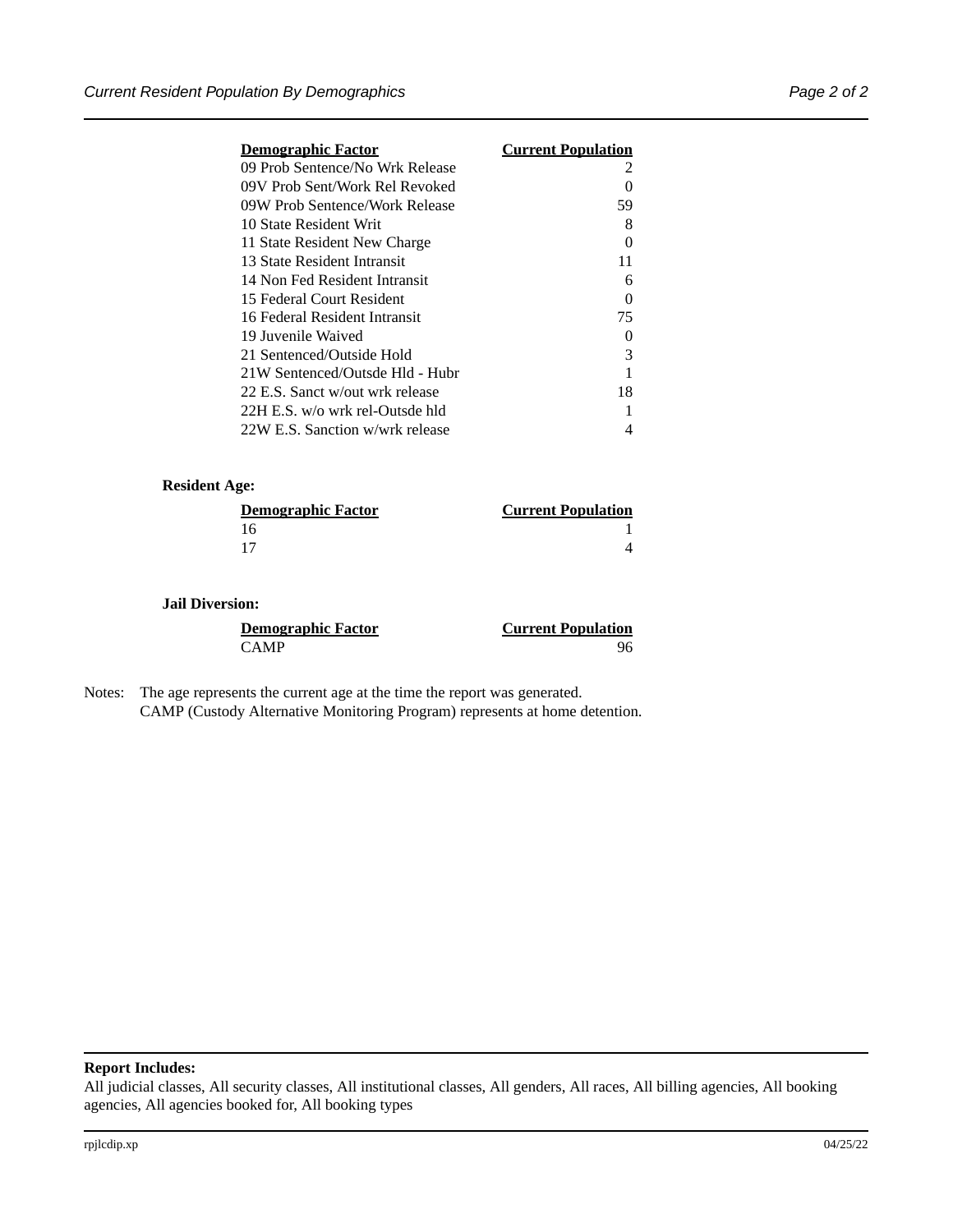| Demographic Factor | Current Population |
| --- | --- |
| 09 Prob Sentence/No Wrk Release | 2 |
| 09V Prob Sent/Work Rel Revoked | 0 |
| 09W Prob Sentence/Work Release | 59 |
| 10 State Resident Writ | 8 |
| 11 State Resident New Charge | 0 |
| 13 State Resident Intransit | 11 |
| 14 Non Fed Resident Intransit | 6 |
| 15 Federal Court Resident | 0 |
| 16 Federal Resident Intransit | 75 |
| 19 Juvenile Waived | 0 |
| 21 Sentenced/Outside Hold | 3 |
| 21W Sentenced/Outsde Hld - Hubr | 1 |
| 22 E.S. Sanct w/out wrk release | 18 |
| 22H E.S. w/o wrk rel-Outsde hld | 1 |
| 22W E.S. Sanction w/wrk release | 4 |

**Resident Age:**

| Demographic Factor | Current Population |
| --- | --- |
| 16 | 1 |
| 17 | 4 |

**Jail Diversion:**

| Demographic Factor | Current Population |
| --- | --- |
| CAMP | 96 |

Notes: The age represents the current age at the time the report was generated.
CAMP (Custody Alternative Monitoring Program) represents at home detention.

**Report Includes:**
All judicial classes, All security classes, All institutional classes, All genders, All races, All billing agencies, All booking agencies, All agencies booked for, All booking types

rpjlcdip.xp 04/25/22